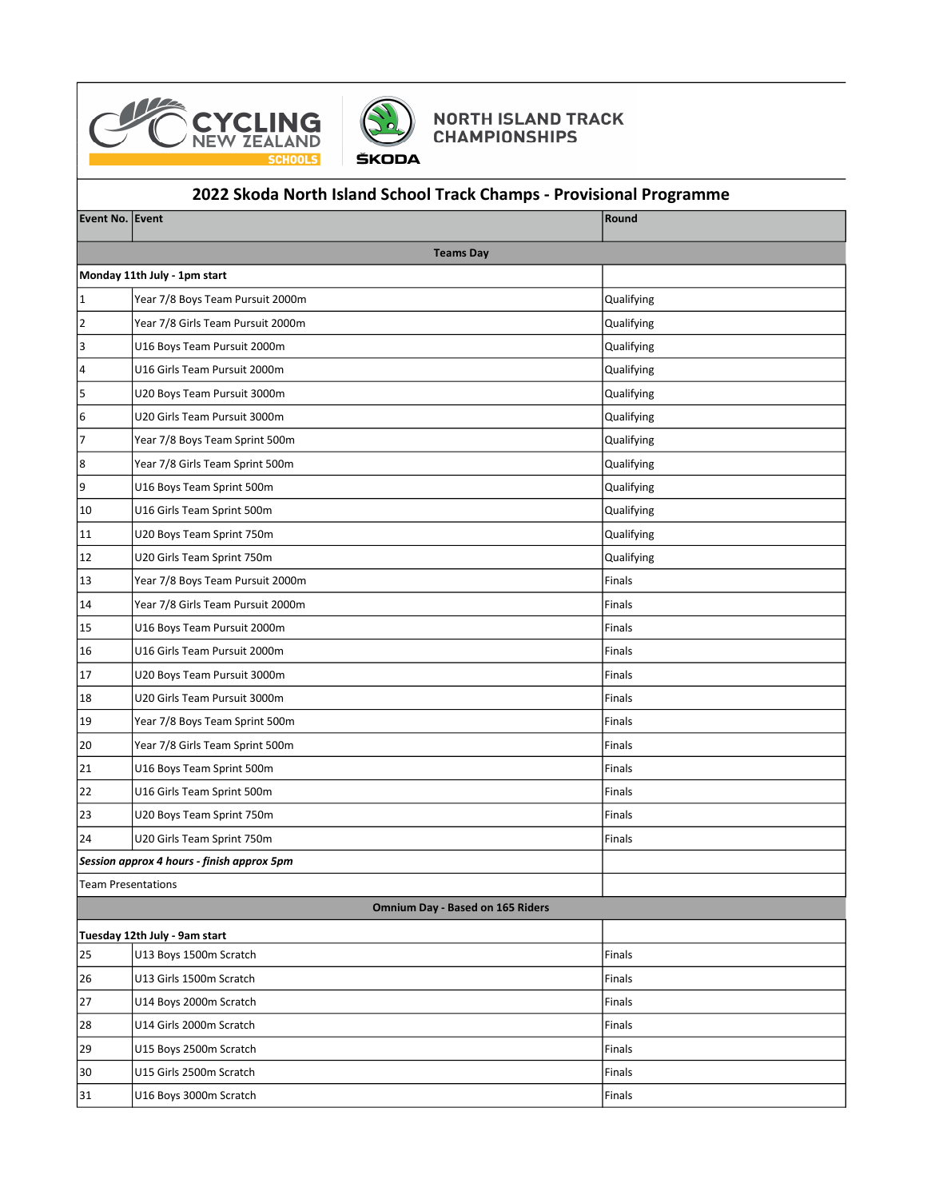CYCLING NEW ZEALAND SCHOOLS

ŠKODA NORTH ISLAND TRACK CHAMPIONSHIPS

## 2022 Skoda North Island School Track Champs - Provisional Programme

| Event No. | Event | Round |
|---|---|---|
| **Teams Day** | | |
| **Monday 11th July - 1pm start** | | |
| 1 | Year 7/8 Boys Team Pursuit 2000m | Qualifying |
| 2 | Year 7/8 Girls Team Pursuit 2000m | Qualifying |
| 3 | U16 Boys Team Pursuit 2000m | Qualifying |
| 4 | U16 Girls Team Pursuit 2000m | Qualifying |
| 5 | U20 Boys Team Pursuit 3000m | Qualifying |
| 6 | U20 Girls Team Pursuit 3000m | Qualifying |
| 7 | Year 7/8 Boys Team Sprint 500m | Qualifying |
| 8 | Year 7/8 Girls Team Sprint 500m | Qualifying |
| 9 | U16 Boys Team Sprint 500m | Qualifying |
| 10 | U16 Girls Team Sprint 500m | Qualifying |
| 11 | U20 Boys Team Sprint 750m | Qualifying |
| 12 | U20 Girls Team Sprint 750m | Qualifying |
| 13 | Year 7/8 Boys Team Pursuit 2000m | Finals |
| 14 | Year 7/8 Girls Team Pursuit 2000m | Finals |
| 15 | U16 Boys Team Pursuit 2000m | Finals |
| 16 | U16 Girls Team Pursuit 2000m | Finals |
| 17 | U20 Boys Team Pursuit 3000m | Finals |
| 18 | U20 Girls Team Pursuit 3000m | Finals |
| 19 | Year 7/8 Boys Team Sprint 500m | Finals |
| 20 | Year 7/8 Girls Team Sprint 500m | Finals |
| 21 | U16 Boys Team Sprint 500m | Finals |
| 22 | U16 Girls Team Sprint 500m | Finals |
| 23 | U20 Boys Team Sprint 750m | Finals |
| 24 | U20 Girls Team Sprint 750m | Finals |
| ***Session approx 4 hours - finish approx 5pm*** | | |
| Team Presentations | | |
| **Omnium Day - Based on 165 Riders** | | |
| **Tuesday 12th July - 9am start** | | |
| 25 | U13 Boys 1500m Scratch | Finals |
| 26 | U13 Girls 1500m Scratch | Finals |
| 27 | U14 Boys 2000m Scratch | Finals |
| 28 | U14 Girls 2000m Scratch | Finals |
| 29 | U15 Boys 2500m Scratch | Finals |
| 30 | U15 Girls 2500m Scratch | Finals |
| 31 | U16 Boys 3000m Scratch | Finals |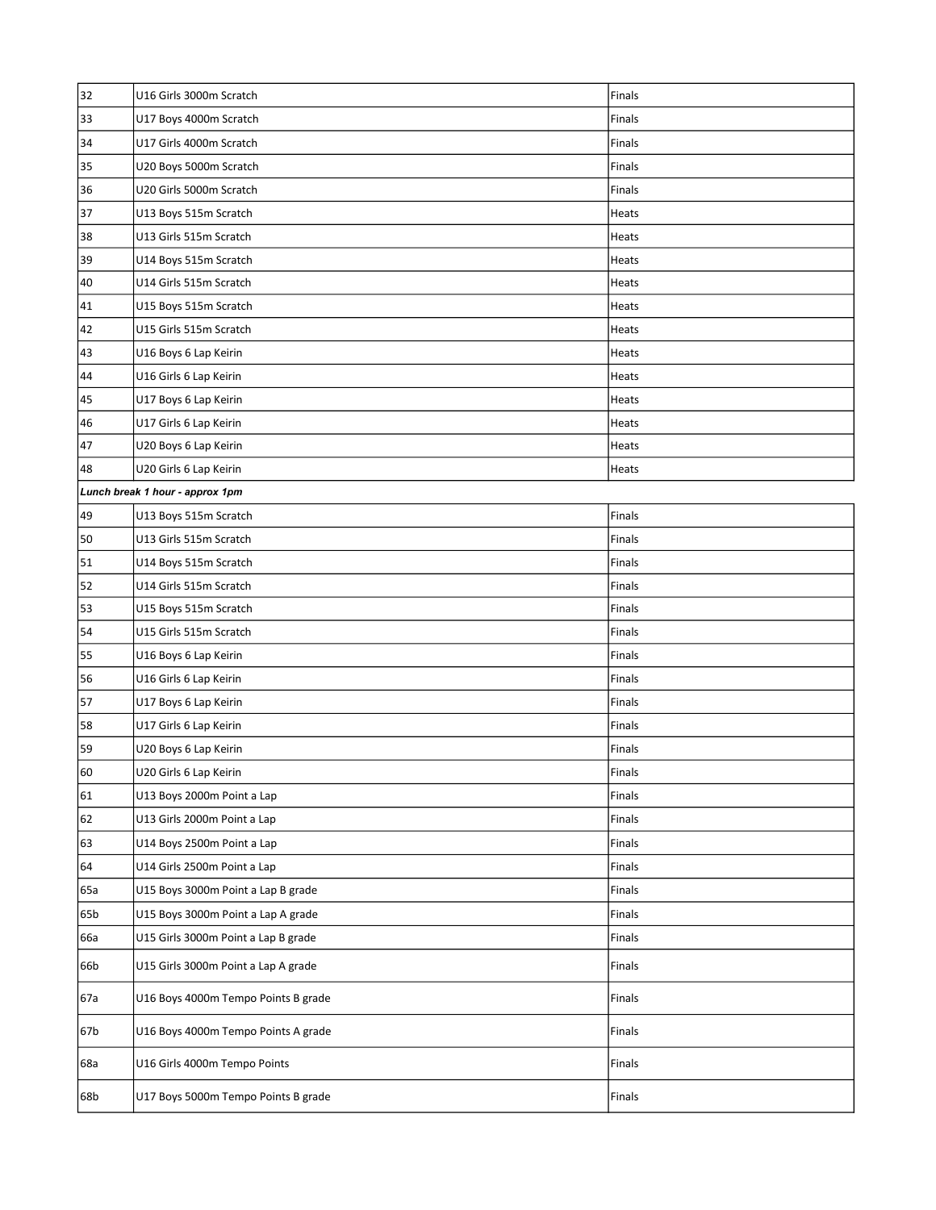| 32 | U16 Girls 3000m Scratch | Finals |
|---|---|---|
| 33 | U17 Boys 4000m Scratch | Finals |
| 34 | U17 Girls 4000m Scratch | Finals |
| 35 | U20 Boys 5000m Scratch | Finals |
| 36 | U20 Girls 5000m Scratch | Finals |
| 37 | U13 Boys 515m Scratch | Heats |
| 38 | U13 Girls 515m Scratch | Heats |
| 39 | U14 Boys 515m Scratch | Heats |
| 40 | U14 Girls 515m Scratch | Heats |
| 41 | U15 Boys 515m Scratch | Heats |
| 42 | U15 Girls 515m Scratch | Heats |
| 43 | U16 Boys 6 Lap Keirin | Heats |
| 44 | U16 Girls 6 Lap Keirin | Heats |
| 45 | U17 Boys 6 Lap Keirin | Heats |
| 46 | U17 Girls 6 Lap Keirin | Heats |
| 47 | U20 Boys 6 Lap Keirin | Heats |
| 48 | U20 Girls 6 Lap Keirin | Heats |

***Lunch break 1 hour - approx 1pm***

| 49 | U13 Boys 515m Scratch | Finals |
|---|---|---|
| 50 | U13 Girls 515m Scratch | Finals |
| 51 | U14 Boys 515m Scratch | Finals |
| 52 | U14 Girls 515m Scratch | Finals |
| 53 | U15 Boys 515m Scratch | Finals |
| 54 | U15 Girls 515m Scratch | Finals |
| 55 | U16 Boys 6 Lap Keirin | Finals |
| 56 | U16 Girls 6 Lap Keirin | Finals |
| 57 | U17 Boys 6 Lap Keirin | Finals |
| 58 | U17 Girls 6 Lap Keirin | Finals |
| 59 | U20 Boys 6 Lap Keirin | Finals |
| 60 | U20 Girls 6 Lap Keirin | Finals |
| 61 | U13 Boys 2000m Point a Lap | Finals |
| 62 | U13 Girls 2000m Point a Lap | Finals |
| 63 | U14 Boys 2500m Point a Lap | Finals |
| 64 | U14 Girls 2500m Point a Lap | Finals |
| 65a | U15 Boys 3000m Point a Lap B grade | Finals |
| 65b | U15 Boys 3000m Point a Lap A grade | Finals |
| 66a | U15 Girls 3000m Point a Lap B grade | Finals |
| 66b | U15 Girls 3000m Point a Lap A grade | Finals |
| 67a | U16 Boys 4000m Tempo Points B grade | Finals |
| 67b | U16 Boys 4000m Tempo Points A grade | Finals |
| 68a | U16 Girls 4000m Tempo Points | Finals |
| 68b | U17 Boys 5000m Tempo Points B grade | Finals |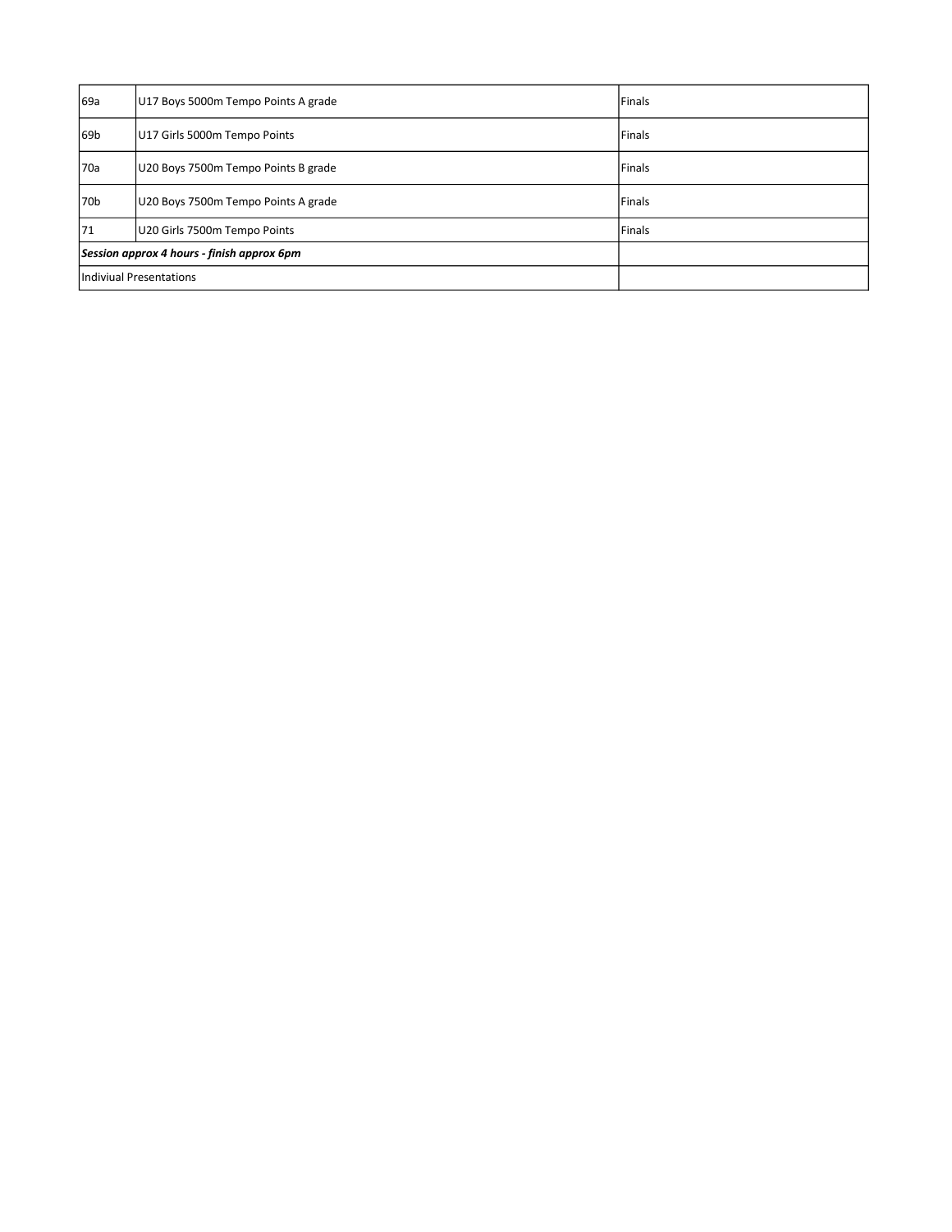| | | |
|---|---|---|
| 69a | U17 Boys 5000m Tempo Points A grade | Finals |
| 69b | U17 Girls 5000m Tempo Points | Finals |
| 70a | U20 Boys 7500m Tempo Points B grade | Finals |
| 70b | U20 Boys 7500m Tempo Points A grade | Finals |
| 71 | U20 Girls 7500m Tempo Points | Finals |
| ***Session approx 4 hours - finish approx 6pm*** | | |
| Indiviual Presentations | | |